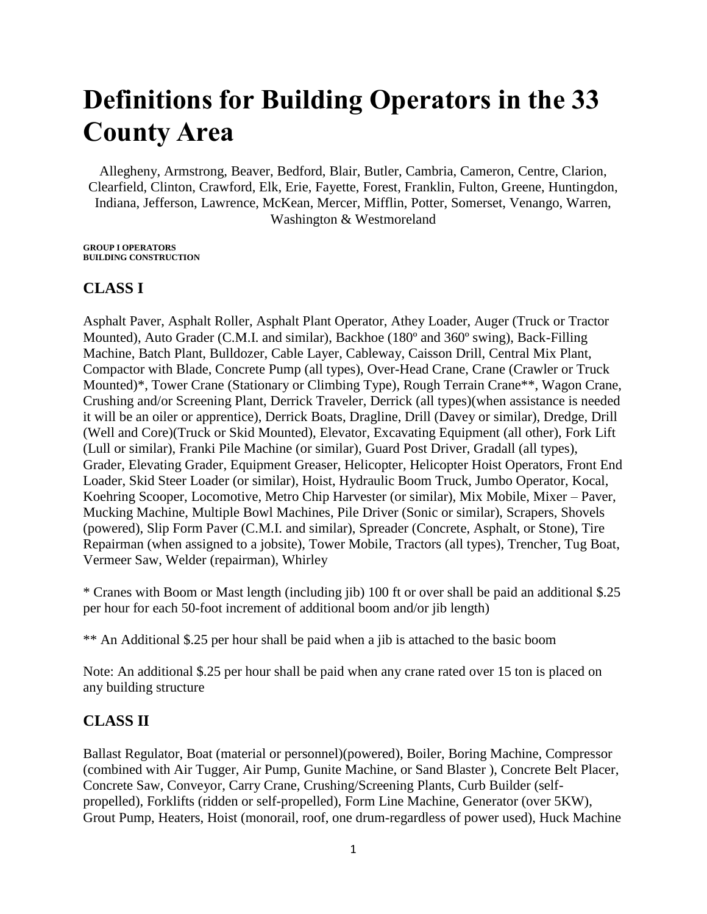# Definitions for Building Operators in the 33 County Area

Allegheny, Armstrong, Beaver, Bedford, Blair, Butler, Cambria, Cameron, Centre, Clarion, Clearfield, Clinton, Crawford, Elk, Erie, Fayette, Forest, Franklin, Fulton, Greene, Huntingdon, Indiana, Jefferson, Lawrence, McKean, Mercer, Mifflin, Potter, Somerset, Venango, Warren, Washington & Westmoreland

**GROUP I OPERATORS**
**BUILDING CONSTRUCTION**

## CLASS I

Asphalt Paver, Asphalt Roller, Asphalt Plant Operator, Athey Loader, Auger (Truck or Tractor Mounted), Auto Grader (C.M.I. and similar), Backhoe (180º and 360º swing), Back-Filling Machine, Batch Plant, Bulldozer, Cable Layer, Cableway, Caisson Drill, Central Mix Plant, Compactor with Blade, Concrete Pump (all types), Over-Head Crane, Crane (Crawler or Truck Mounted)*, Tower Crane (Stationary or Climbing Type), Rough Terrain Crane**, Wagon Crane, Crushing and/or Screening Plant, Derrick Traveler, Derrick (all types)(when assistance is needed it will be an oiler or apprentice), Derrick Boats, Dragline, Drill (Davey or similar), Dredge, Drill (Well and Core)(Truck or Skid Mounted), Elevator, Excavating Equipment (all other), Fork Lift (Lull or similar), Franki Pile Machine (or similar), Guard Post Driver, Gradall (all types), Grader, Elevating Grader, Equipment Greaser, Helicopter, Helicopter Hoist Operators, Front End Loader, Skid Steer Loader (or similar), Hoist, Hydraulic Boom Truck, Jumbo Operator, Kocal, Koehring Scooper, Locomotive, Metro Chip Harvester (or similar), Mix Mobile, Mixer – Paver, Mucking Machine, Multiple Bowl Machines, Pile Driver (Sonic or similar), Scrapers, Shovels (powered), Slip Form Paver (C.M.I. and similar), Spreader (Concrete, Asphalt, or Stone), Tire Repairman (when assigned to a jobsite), Tower Mobile, Tractors (all types), Trencher, Tug Boat, Vermeer Saw, Welder (repairman), Whirley

* Cranes with Boom or Mast length (including jib) 100 ft or over shall be paid an additional $.25 per hour for each 50-foot increment of additional boom and/or jib length)

** An Additional $.25 per hour shall be paid when a jib is attached to the basic boom

Note: An additional $.25 per hour shall be paid when any crane rated over 15 ton is placed on any building structure

## CLASS II

Ballast Regulator, Boat (material or personnel)(powered), Boiler, Boring Machine, Compressor (combined with Air Tugger, Air Pump, Gunite Machine, or Sand Blaster ), Concrete Belt Placer, Concrete Saw, Conveyor, Carry Crane, Crushing/Screening Plants, Curb Builder (self-propelled), Forklifts (ridden or self-propelled), Form Line Machine, Generator (over 5KW), Grout Pump, Heaters, Hoist (monorail, roof, one drum-regardless of power used), Huck Machine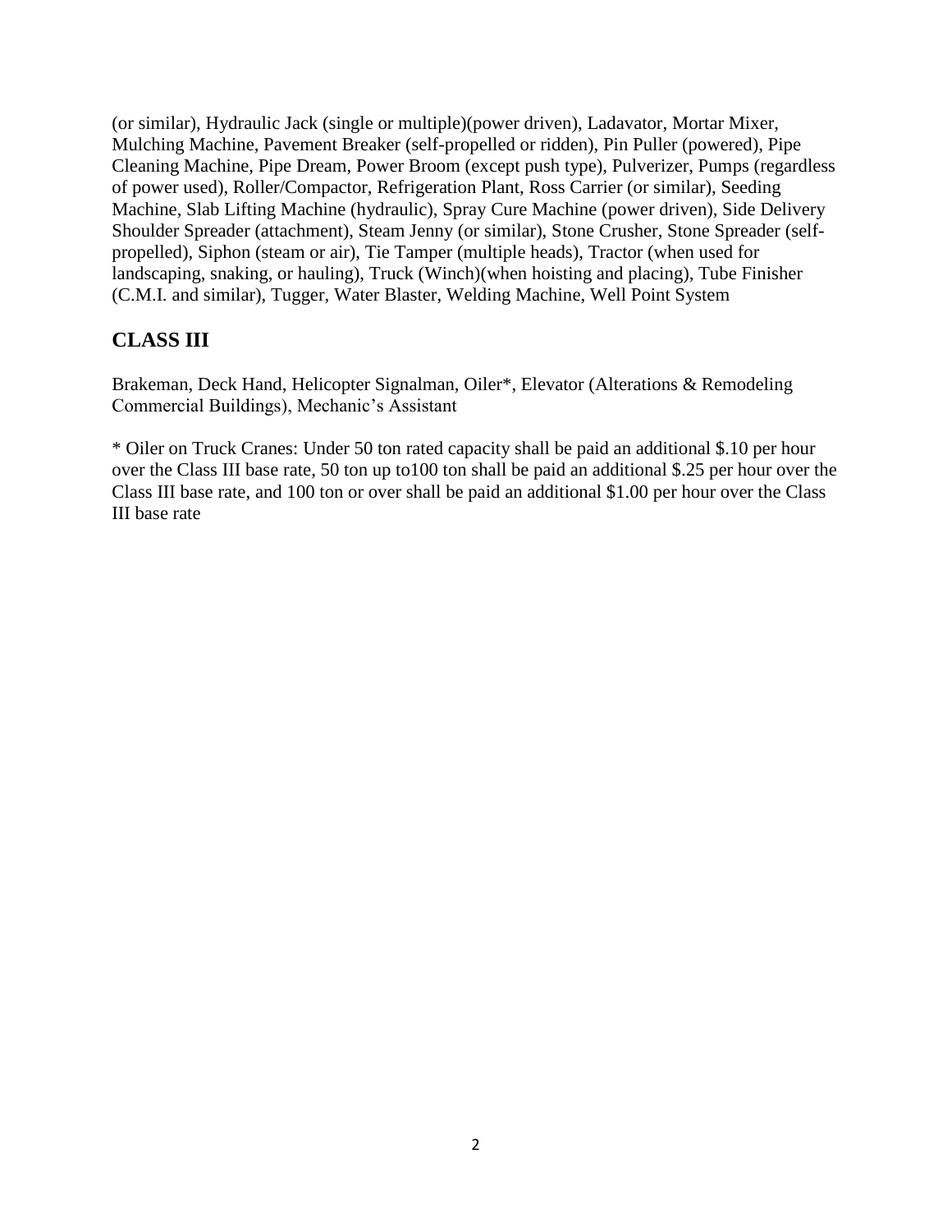(or similar), Hydraulic Jack (single or multiple)(power driven), Ladavator, Mortar Mixer, Mulching Machine, Pavement Breaker (self-propelled or ridden), Pin Puller (powered), Pipe Cleaning Machine, Pipe Dream, Power Broom (except push type), Pulverizer, Pumps (regardless of power used), Roller/Compactor, Refrigeration Plant, Ross Carrier (or similar), Seeding Machine, Slab Lifting Machine (hydraulic), Spray Cure Machine (power driven), Side Delivery Shoulder Spreader (attachment), Steam Jenny (or similar), Stone Crusher, Stone Spreader (self-propelled), Siphon (steam or air), Tie Tamper (multiple heads), Tractor (when used for landscaping, snaking, or hauling), Truck (Winch)(when hoisting and placing), Tube Finisher (C.M.I. and similar), Tugger, Water Blaster, Welding Machine, Well Point System

## CLASS III

Brakeman, Deck Hand, Helicopter Signalman, Oiler*, Elevator (Alterations & Remodeling Commercial Buildings), Mechanic's Assistant

* Oiler on Truck Cranes: Under 50 ton rated capacity shall be paid an additional $.10 per hour over the Class III base rate, 50 ton up to100 ton shall be paid an additional $.25 per hour over the Class III base rate, and 100 ton or over shall be paid an additional $1.00 per hour over the Class III base rate